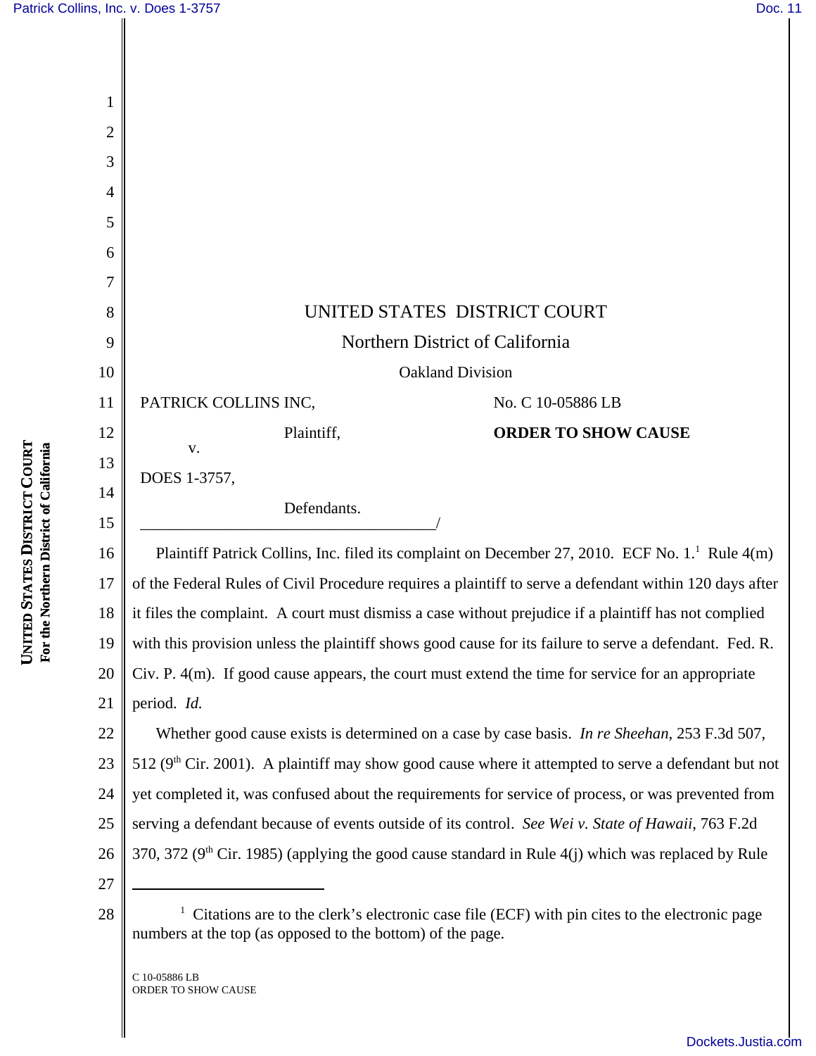UNITED STATES DISTRICT COURT

Northern District of California

Oakland Division

PATRICK COLLINS INC,

Plaintiff,

v.

DOES 1-3757,

Defendants.

No. C 10-05886 LB

**ORDER TO SHOW CAUSE**

Plaintiff Patrick Collins, Inc. filed its complaint on December 27, 2010. ECF No. 1.[1] Rule 4(m) of the Federal Rules of Civil Procedure requires a plaintiff to serve a defendant within 120 days after it files the complaint. A court must dismiss a case without prejudice if a plaintiff has not complied with this provision unless the plaintiff shows good cause for its failure to serve a defendant. Fed. R. Civ. P. 4(m). If good cause appears, the court must extend the time for service for an appropriate period. *Id.*

Whether good cause exists is determined on a case by case basis. *In re Sheehan*, 253 F.3d 507, 512 (9th Cir. 2001). A plaintiff may show good cause where it attempted to serve a defendant but not yet completed it, was confused about the requirements for service of process, or was prevented from serving a defendant because of events outside of its control. *See Wei v. State of Hawaii*, 763 F.2d 370, 372 (9th Cir. 1985) (applying the good cause standard in Rule 4(j) which was replaced by Rule

[1] Citations are to the clerk's electronic case file (ECF) with pin cites to the electronic page numbers at the top (as opposed to the bottom) of the page.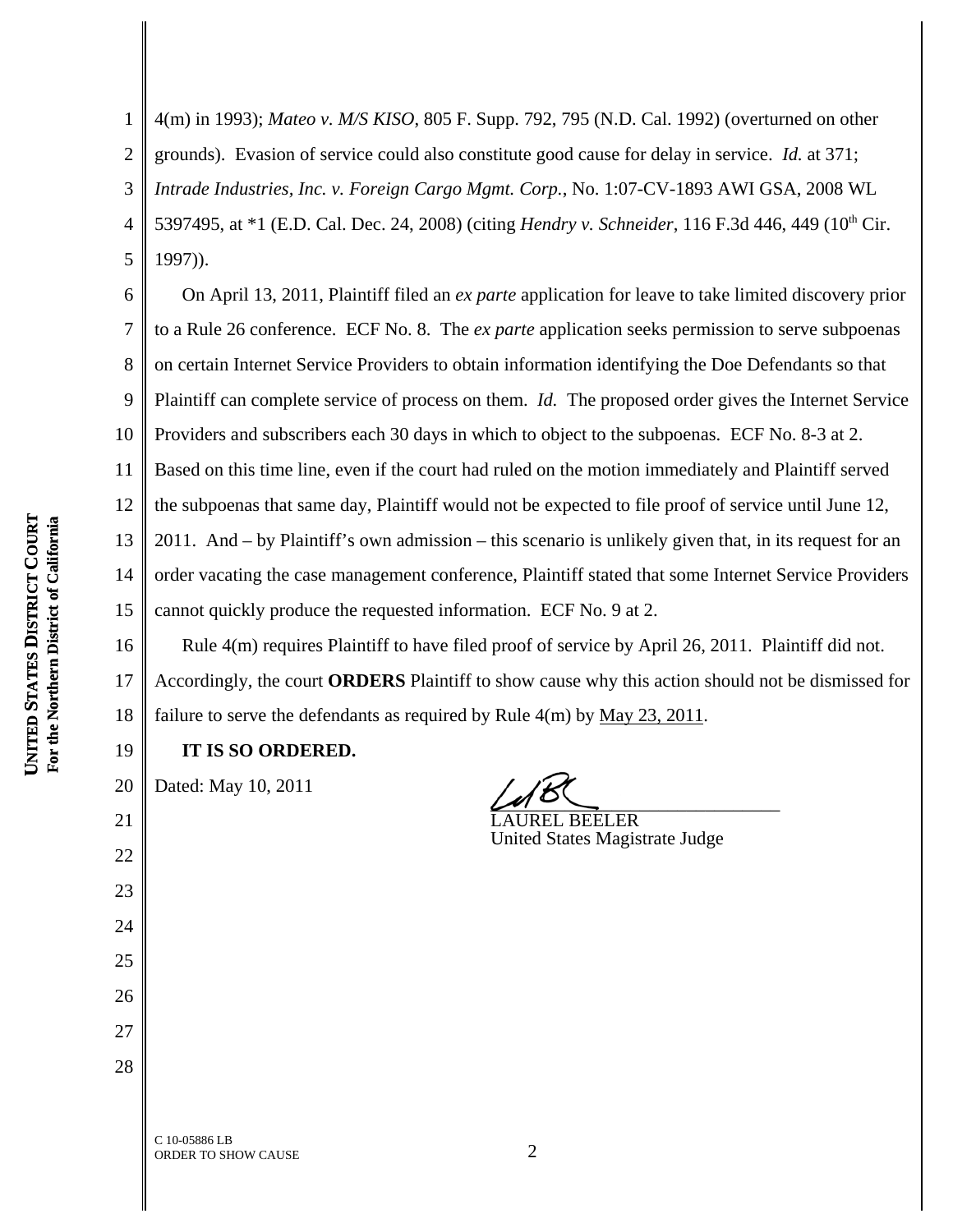4(m) in 1993); *Mateo v. M/S KISO*, 805 F. Supp. 792, 795 (N.D. Cal. 1992) (overturned on other grounds). Evasion of service could also constitute good cause for delay in service. *Id.* at 371; *Intrade Industries, Inc. v. Foreign Cargo Mgmt. Corp.*, No. 1:07-CV-1893 AWI GSA, 2008 WL 5397495, at *1 (E.D. Cal. Dec. 24, 2008) (citing *Hendry v. Schneider*, 116 F.3d 446, 449 (10th Cir. 1997)).

On April 13, 2011, Plaintiff filed an *ex parte* application for leave to take limited discovery prior to a Rule 26 conference. ECF No. 8. The *ex parte* application seeks permission to serve subpoenas on certain Internet Service Providers to obtain information identifying the Doe Defendants so that Plaintiff can complete service of process on them. *Id.* The proposed order gives the Internet Service Providers and subscribers each 30 days in which to object to the subpoenas. ECF No. 8-3 at 2. Based on this time line, even if the court had ruled on the motion immediately and Plaintiff served the subpoenas that same day, Plaintiff would not be expected to file proof of service until June 12, 2011. And – by Plaintiff's own admission – this scenario is unlikely given that, in its request for an order vacating the case management conference, Plaintiff stated that some Internet Service Providers cannot quickly produce the requested information. ECF No. 9 at 2.

Rule 4(m) requires Plaintiff to have filed proof of service by April 26, 2011. Plaintiff did not. Accordingly, the court **ORDERS** Plaintiff to show cause why this action should not be dismissed for failure to serve the defendants as required by Rule 4(m) by May 23, 2011.

**IT IS SO ORDERED.**

Dated: May 10, 2011

LAUREL BEELER
United States Magistrate Judge

C 10-05886 LB
ORDER TO SHOW CAUSE